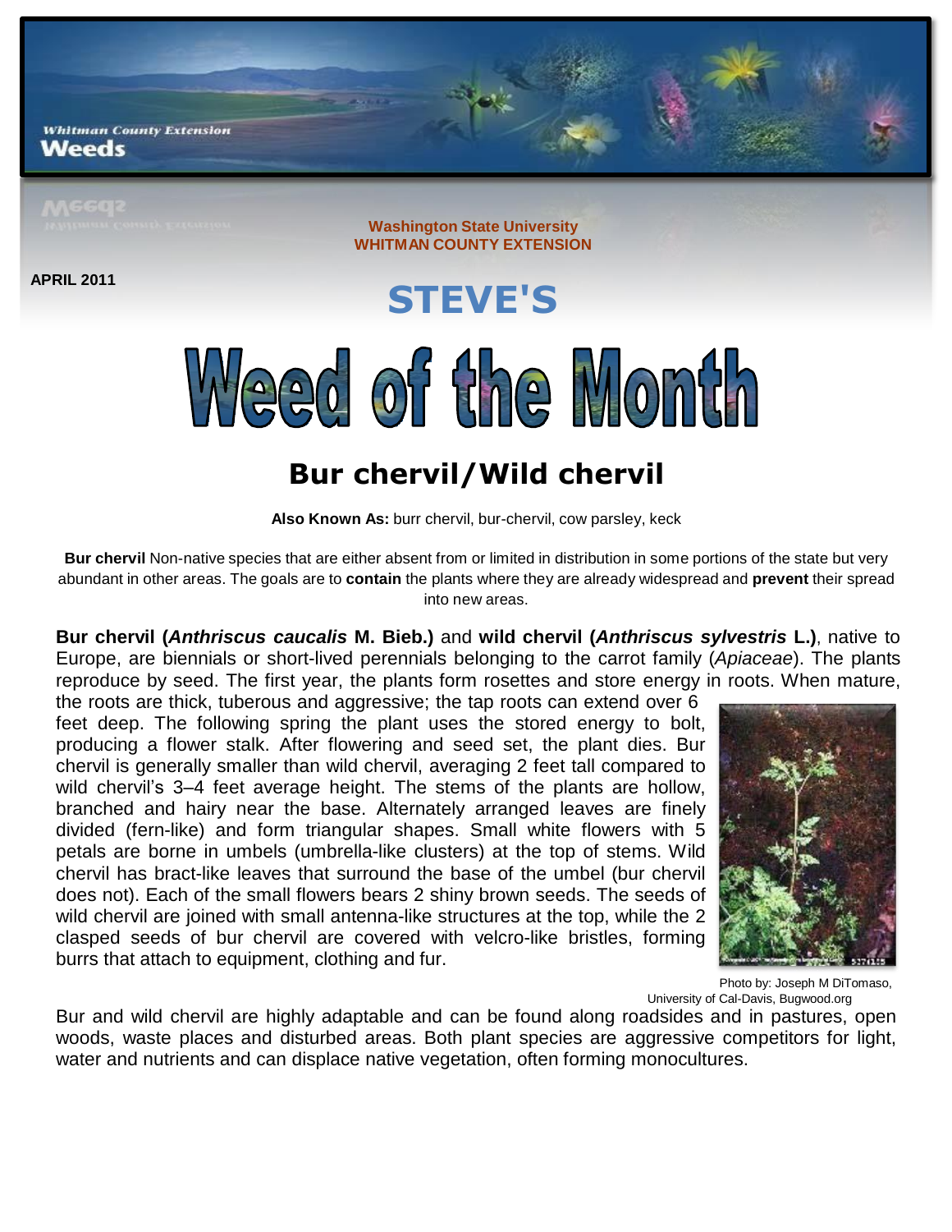Whitman County Extension
**Weeds**

**Washington State University**
**WHITMAN COUNTY EXTENSION**

**APRIL 2011**

# STEVE'S

# Weed of the Month

## Bur chervil/Wild chervil

**Also Known As:** burr chervil, bur-chervil, cow parsley, keck

**Bur chervil** Non-native species that are either absent from or limited in distribution in some portions of the state but very abundant in other areas. The goals are to **contain** the plants where they are already widespread and **prevent** their spread into new areas.

**Bur chervil (*Anthriscus caucalis* M. Bieb.)** and **wild chervil (*Anthriscus sylvestris* L.)**, native to Europe, are biennials or short-lived perennials belonging to the carrot family (*Apiaceae*). The plants reproduce by seed. The first year, the plants form rosettes and store energy in roots. When mature, the roots are thick, tuberous and aggressive; the tap roots can extend over 6 feet deep. The following spring the plant uses the stored energy to bolt, producing a flower stalk. After flowering and seed set, the plant dies. Bur chervil is generally smaller than wild chervil, averaging 2 feet tall compared to wild chervil's 3–4 feet average height. The stems of the plants are hollow, branched and hairy near the base. Alternately arranged leaves are finely divided (fern-like) and form triangular shapes. Small white flowers with 5 petals are borne in umbels (umbrella-like clusters) at the top of stems. Wild chervil has bract-like leaves that surround the base of the umbel (bur chervil does not). Each of the small flowers bears 2 shiny brown seeds. The seeds of wild chervil are joined with small antenna-like structures at the top, while the 2 clasped seeds of bur chervil are covered with velcro-like bristles, forming burrs that attach to equipment, clothing and fur.

Photo by: Joseph M DiTomaso, University of Cal-Davis, Bugwood.org

Bur and wild chervil are highly adaptable and can be found along roadsides and in pastures, open woods, waste places and disturbed areas. Both plant species are aggressive competitors for light, water and nutrients and can displace native vegetation, often forming monocultures.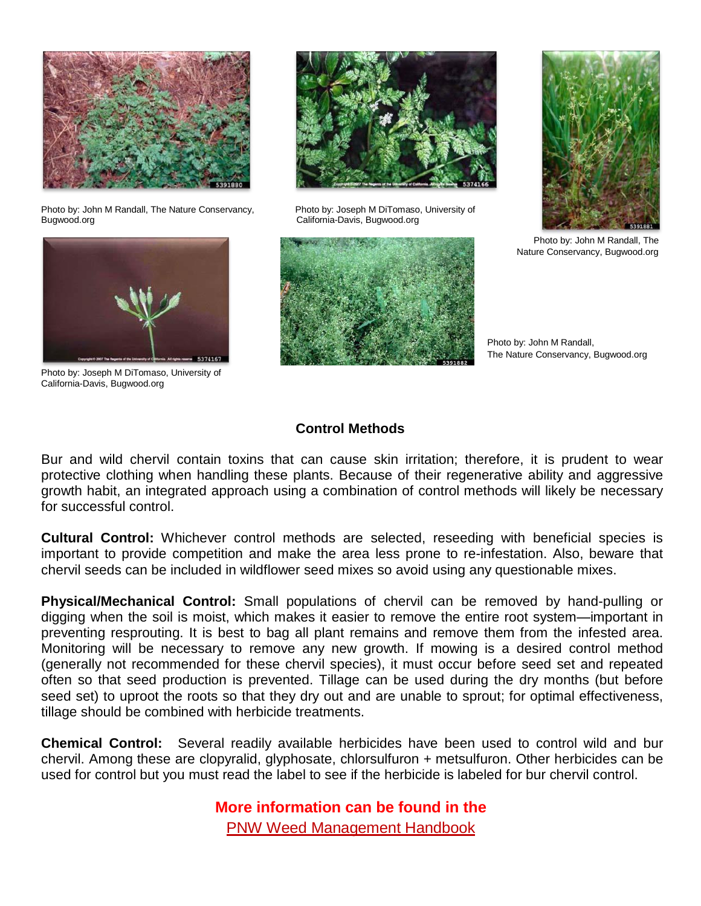Photo by: John M Randall, The Nature Conservancy, Bugwood.org

Photo by: Joseph M DiTomaso, University of California-Davis, Bugwood.org

Photo by: John M Randall, The Nature Conservancy, Bugwood.org

Photo by: Joseph M DiTomaso, University of California-Davis, Bugwood.org

Photo by: John M Randall, The Nature Conservancy, Bugwood.org

## Control Methods

Bur and wild chervil contain toxins that can cause skin irritation; therefore, it is prudent to wear protective clothing when handling these plants. Because of their regenerative ability and aggressive growth habit, an integrated approach using a combination of control methods will likely be necessary for successful control.

**Cultural Control:** Whichever control methods are selected, reseeding with beneficial species is important to provide competition and make the area less prone to re-infestation. Also, beware that chervil seeds can be included in wildflower seed mixes so avoid using any questionable mixes.

**Physical/Mechanical Control:** Small populations of chervil can be removed by hand-pulling or digging when the soil is moist, which makes it easier to remove the entire root system—important in preventing resprouting. It is best to bag all plant remains and remove them from the infested area. Monitoring will be necessary to remove any new growth. If mowing is a desired control method (generally not recommended for these chervil species), it must occur before seed set and repeated often so that seed production is prevented. Tillage can be used during the dry months (but before seed set) to uproot the roots so that they dry out and are unable to sprout; for optimal effectiveness, tillage should be combined with herbicide treatments.

**Chemical Control:** Several readily available herbicides have been used to control wild and bur chervil. Among these are clopyralid, glyphosate, chlorsulfuron + metsulfuron. Other herbicides can be used for control but you must read the label to see if the herbicide is labeled for bur chervil control.

**More information can be found in the**
PNW Weed Management Handbook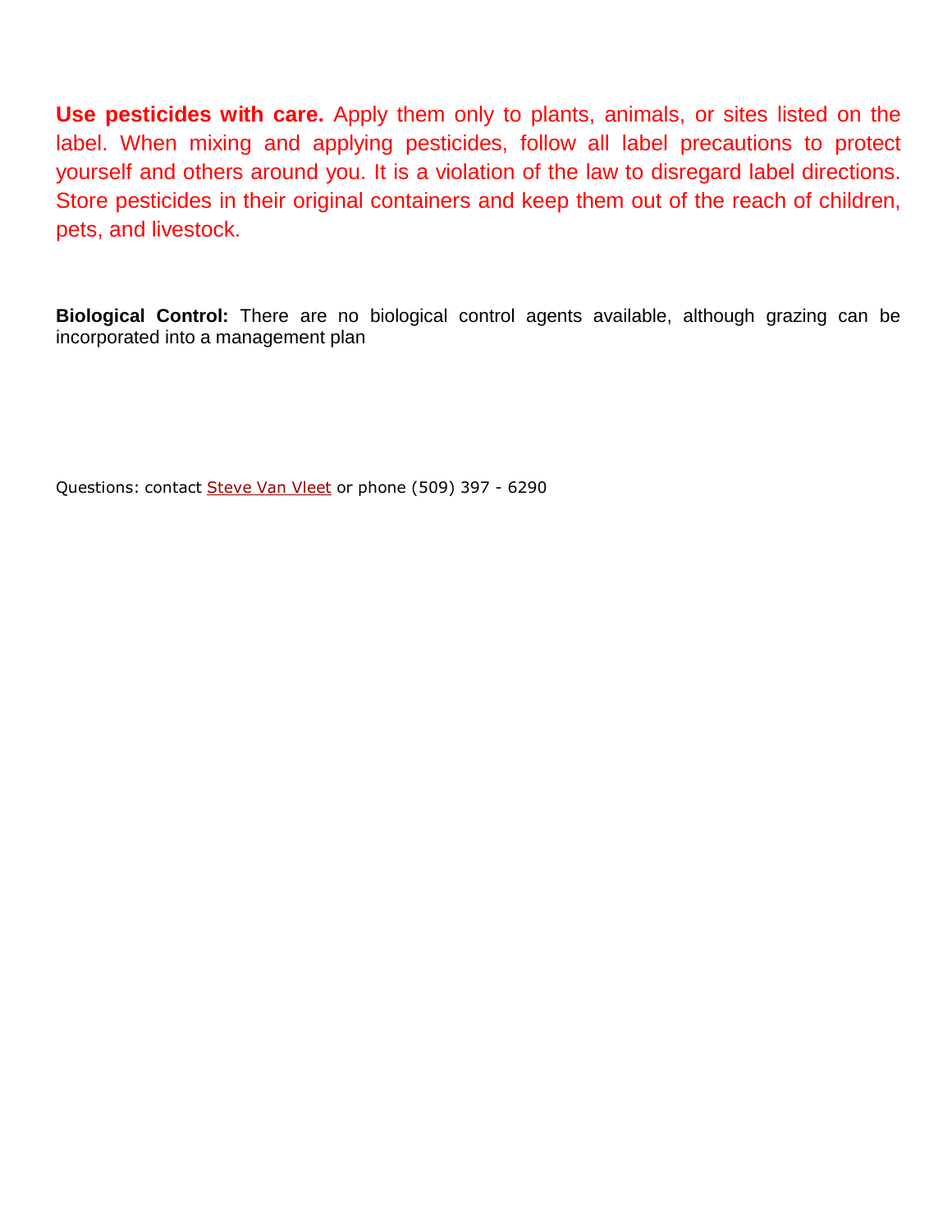**Use pesticides with care.** Apply them only to plants, animals, or sites listed on the label. When mixing and applying pesticides, follow all label precautions to protect yourself and others around you. It is a violation of the law to disregard label directions. Store pesticides in their original containers and keep them out of the reach of children, pets, and livestock.

**Biological Control:** There are no biological control agents available, although grazing can be incorporated into a management plan

Questions: contact Steve Van Vleet or phone (509) 397 - 6290